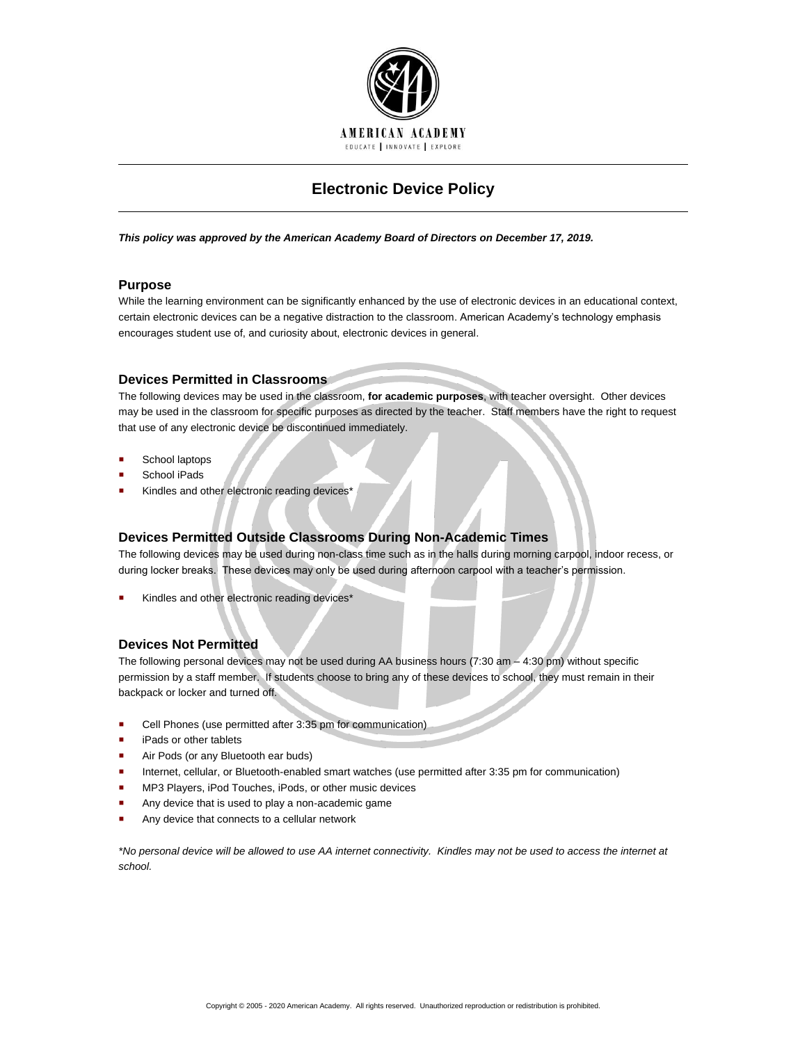AMERICAN ACADEMY

EDUCATE | INNOVATE | EXPLORE

# Electronic Device Policy

***This policy was approved by the American Academy Board of Directors on December 17, 2019.***

## Purpose

While the learning environment can be significantly enhanced by the use of electronic devices in an educational context, certain electronic devices can be a negative distraction to the classroom. American Academy's technology emphasis encourages student use of, and curiosity about, electronic devices in general.

## Devices Permitted in Classrooms

The following devices may be used in the classroom, **for academic purposes**, with teacher oversight. Other devices may be used in the classroom for specific purposes as directed by the teacher. Staff members have the right to request that use of any electronic device be discontinued immediately.

- School laptops
- School iPads
- Kindles and other electronic reading devices*

## Devices Permitted Outside Classrooms During Non-Academic Times

The following devices may be used during non-class time such as in the halls during morning carpool, indoor recess, or during locker breaks. These devices may only be used during afternoon carpool with a teacher's permission.

- Kindles and other electronic reading devices*

## Devices Not Permitted

The following personal devices may not be used during AA business hours (7:30 am – 4:30 pm) without specific permission by a staff member. If students choose to bring any of these devices to school, they must remain in their backpack or locker and turned off.

- Cell Phones (use permitted after 3:35 pm for communication)
- iPads or other tablets
- Air Pods (or any Bluetooth ear buds)
- Internet, cellular, or Bluetooth-enabled smart watches (use permitted after 3:35 pm for communication)
- MP3 Players, iPod Touches, iPods, or other music devices
- Any device that is used to play a non-academic game
- Any device that connects to a cellular network

*\*No personal device will be allowed to use AA internet connectivity. Kindles may not be used to access the internet at school.*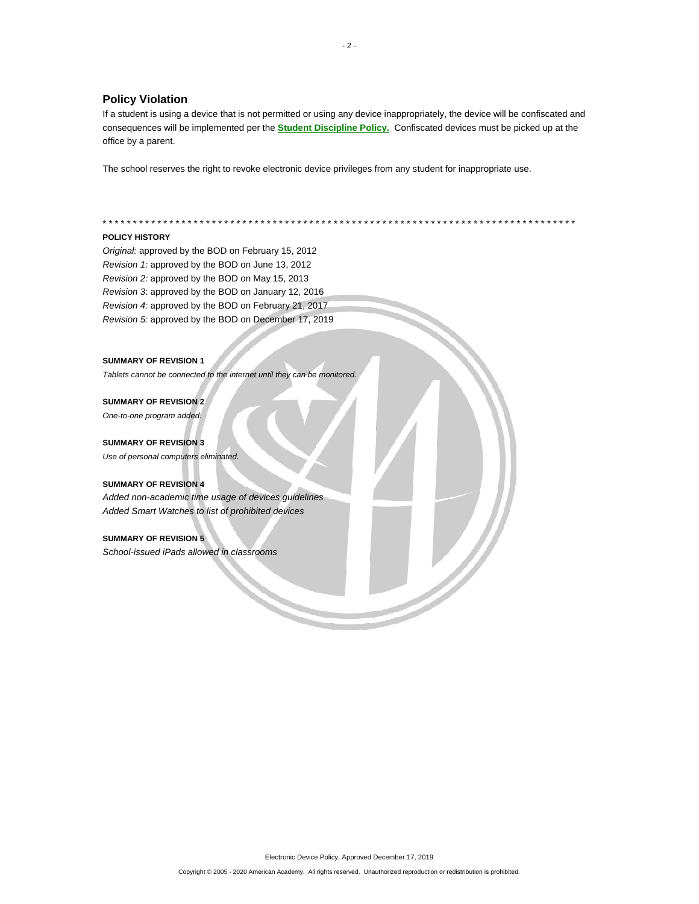## Policy Violation

If a student is using a device that is not permitted or using any device inappropriately, the device will be confiscated and consequences will be implemented per the **Student Discipline Policy.** Confiscated devices must be picked up at the office by a parent.

The school reserves the right to revoke electronic device privileges from any student for inappropriate use.

* * * * * * * * * * * * * * * * * * * * * * * * * * * * * * * * * * * * * * * * * * * * * * * * * * * * * * * * * * * * * * * * * * * * * * * * * * * * * * * *

**POLICY HISTORY**

*Original:* approved by the BOD on February 15, 2012
*Revision 1:* approved by the BOD on June 13, 2012
*Revision 2:* approved by the BOD on May 15, 2013
*Revision 3*: approved by the BOD on January 12, 2016
*Revision 4:* approved by the BOD on February 21, 2017
*Revision 5:* approved by the BOD on December 17, 2019

**SUMMARY OF REVISION 1**
*Tablets cannot be connected to the internet until they can be monitored.*

**SUMMARY OF REVISION 2**
*One-to-one program added.*

**SUMMARY OF REVISION 3**
*Use of personal computers eliminated.*

**SUMMARY OF REVISION 4**
*Added non-academic time usage of devices guidelines*
*Added Smart Watches to list of prohibited devices*

**SUMMARY OF REVISION 5**
*School-issued iPads allowed in classrooms*